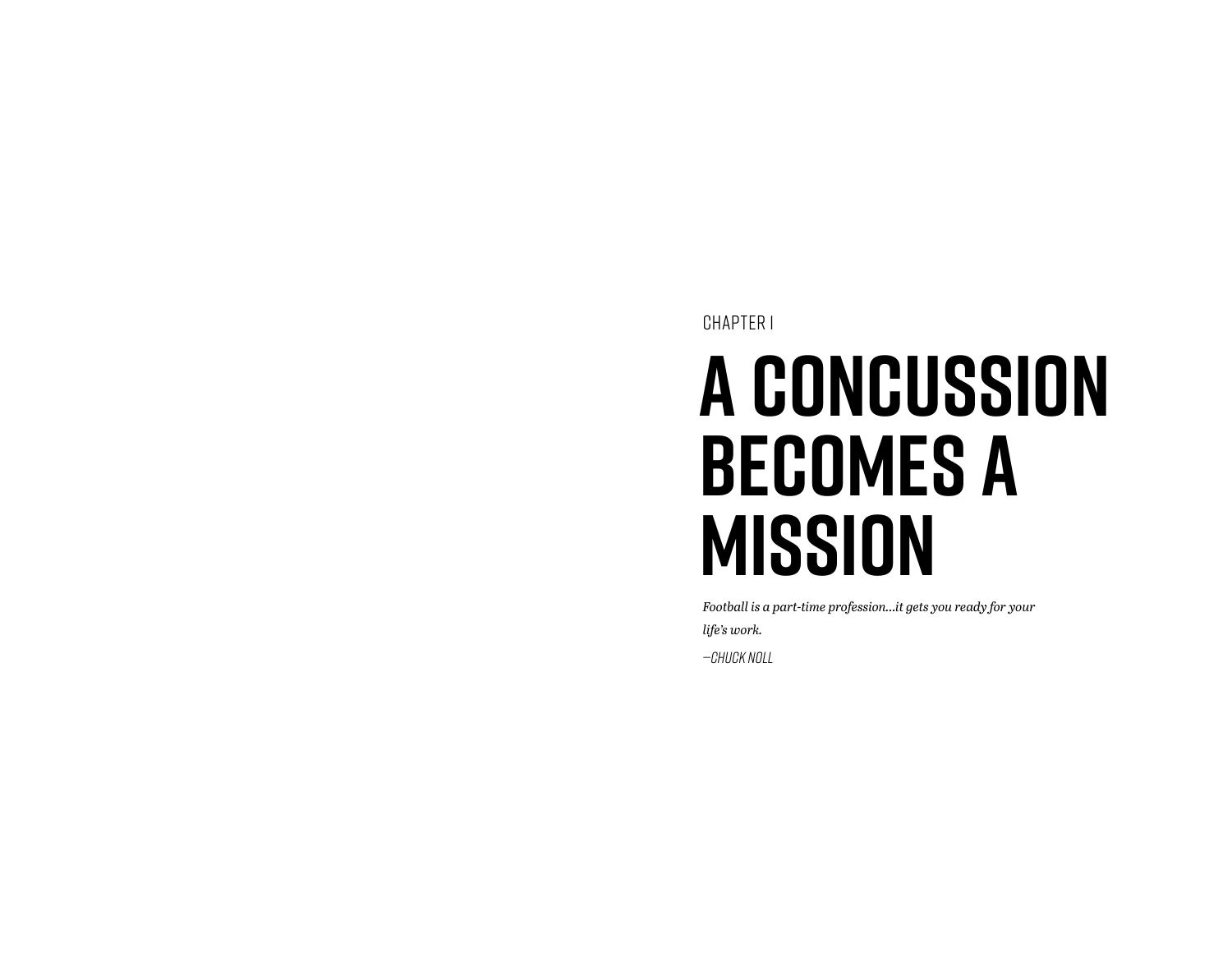CHAPTER I

# A CONCUSSION BECOMES A MISSION

*Football is a part-time profession…it gets you ready for your life's work.*

*—CHUCK NOLL*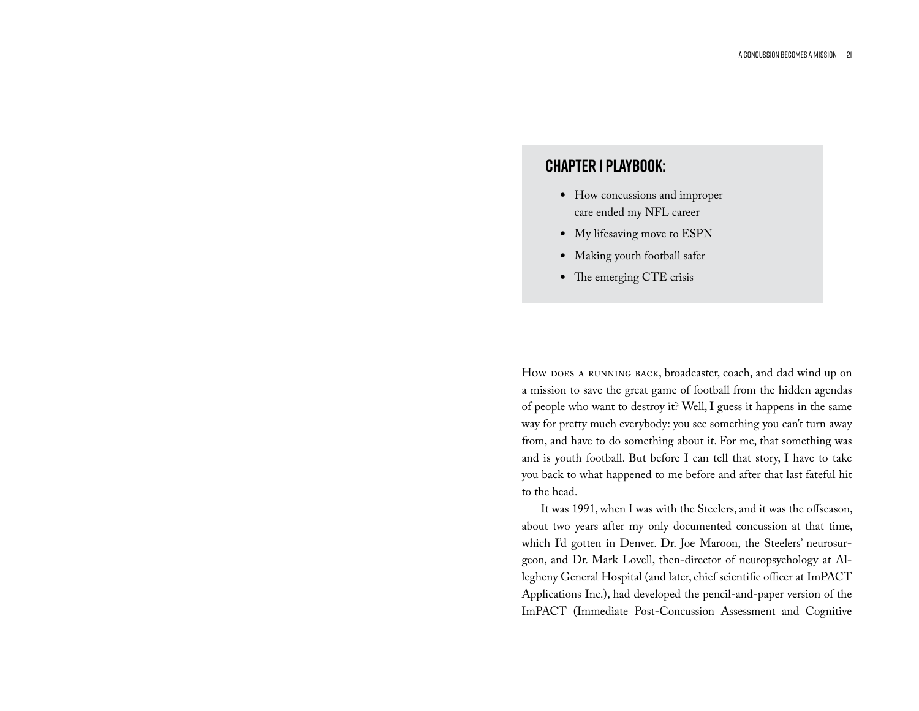## Chapter 1 Playbook:

- How concussions and improper care ended my NFL career
- My lifesaving move to ESPN
- Making youth football safer
- The emerging CTE crisis

How does a running back, broadcaster, coach, and dad wind up on a mission to save the great game of football from the hidden agendas of people who want to destroy it? Well, I guess it happens in the same way for pretty much everybody: you see something you can't turn away from, and have to do something about it. For me, that something was and is youth football. But before I can tell that story, I have to take you back to what happened to me before and after that last fateful hit to the head.

It was 1991, when I was with the Steelers, and it was the offseason, about two years after my only documented concussion at that time, which I'd gotten in Denver. Dr. Joe Maroon, the Steelers' neurosurgeon, and Dr. Mark Lovell, then-director of neuropsychology at Allegheny General Hospital (and later, chief scientific officer at ImPACT Applications Inc.), had developed the pencil-and-paper version of the ImPACT (Immediate Post-Concussion Assessment and Cognitive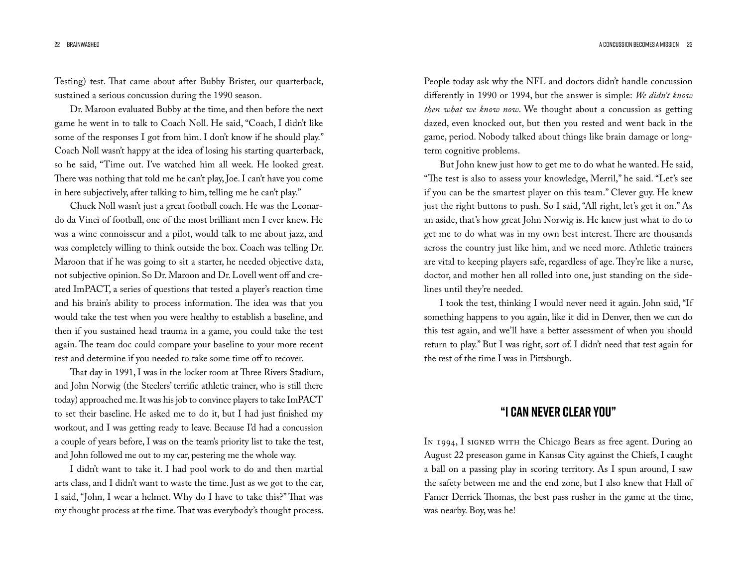Testing) test. That came about after Bubby Brister, our quarterback, sustained a serious concussion during the 1990 season.

Dr. Maroon evaluated Bubby at the time, and then before the next game he went in to talk to Coach Noll. He said, "Coach, I didn't like some of the responses I got from him. I don't know if he should play." Coach Noll wasn't happy at the idea of losing his starting quarterback, so he said, "Time out. I've watched him all week. He looked great. There was nothing that told me he can't play, Joe. I can't have you come in here subjectively, after talking to him, telling me he can't play."

Chuck Noll wasn't just a great football coach. He was the Leonardo da Vinci of football, one of the most brilliant men I ever knew. He was a wine connoisseur and a pilot, would talk to me about jazz, and was completely willing to think outside the box. Coach was telling Dr. Maroon that if he was going to sit a starter, he needed objective data, not subjective opinion. So Dr. Maroon and Dr. Lovell went off and created ImPACT, a series of questions that tested a player's reaction time and his brain's ability to process information. The idea was that you would take the test when you were healthy to establish a baseline, and then if you sustained head trauma in a game, you could take the test again. The team doc could compare your baseline to your more recent test and determine if you needed to take some time off to recover.

That day in 1991, I was in the locker room at Three Rivers Stadium, and John Norwig (the Steelers' terrific athletic trainer, who is still there today) approached me. It was his job to convince players to take ImPACT to set their baseline. He asked me to do it, but I had just finished my workout, and I was getting ready to leave. Because I'd had a concussion a couple of years before, I was on the team's priority list to take the test, and John followed me out to my car, pestering me the whole way.

I didn't want to take it. I had pool work to do and then martial arts class, and I didn't want to waste the time. Just as we got to the car, I said, "John, I wear a helmet. Why do I have to take this?" That was my thought process at the time. That was everybody's thought process. People today ask why the NFL and doctors didn't handle concussion differently in 1990 or 1994, but the answer is simple: *We didn't know then what we know now*. We thought about a concussion as getting dazed, even knocked out, but then you rested and went back in the game, period. Nobody talked about things like brain damage or long-term cognitive problems.

But John knew just how to get me to do what he wanted. He said, "The test is also to assess your knowledge, Merril," he said. "Let's see if you can be the smartest player on this team." Clever guy. He knew just the right buttons to push. So I said, "All right, let's get it on." As an aside, that's how great John Norwig is. He knew just what to do to get me to do what was in my own best interest. There are thousands across the country just like him, and we need more. Athletic trainers are vital to keeping players safe, regardless of age. They're like a nurse, doctor, and mother hen all rolled into one, just standing on the sidelines until they're needed.

I took the test, thinking I would never need it again. John said, "If something happens to you again, like it did in Denver, then we can do this test again, and we'll have a better assessment of when you should return to play." But I was right, sort of. I didn't need that test again for the rest of the time I was in Pittsburgh.

## "I CAN NEVER CLEAR YOU"

In 1994, I signed with the Chicago Bears as free agent. During an August 22 preseason game in Kansas City against the Chiefs, I caught a ball on a passing play in scoring territory. As I spun around, I saw the safety between me and the end zone, but I also knew that Hall of Famer Derrick Thomas, the best pass rusher in the game at the time, was nearby. Boy, was he!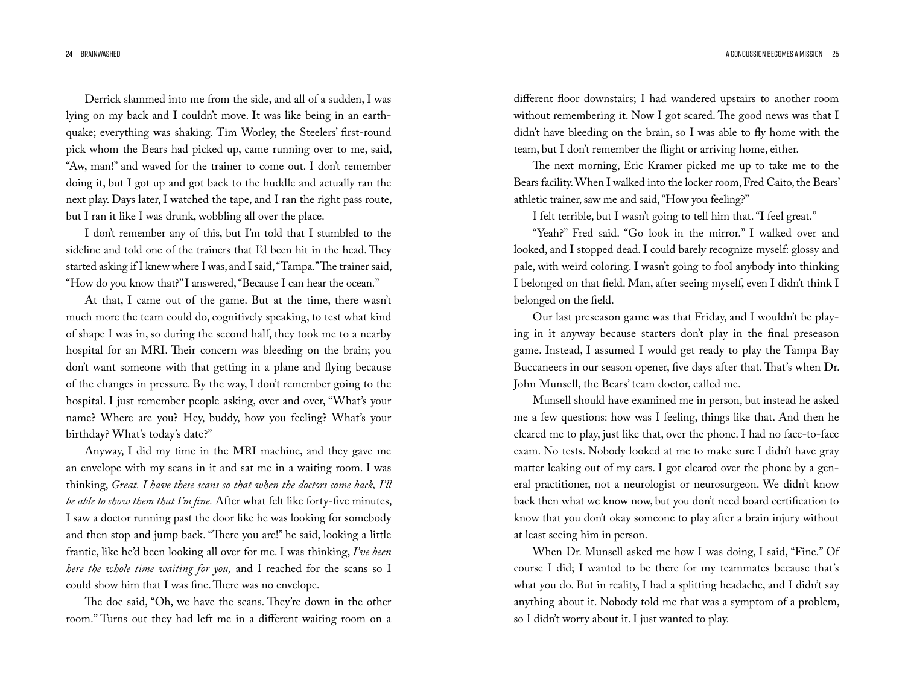Derrick slammed into me from the side, and all of a sudden, I was lying on my back and I couldn't move. It was like being in an earthquake; everything was shaking. Tim Worley, the Steelers' first-round pick whom the Bears had picked up, came running over to me, said, "Aw, man!" and waved for the trainer to come out. I don't remember doing it, but I got up and got back to the huddle and actually ran the next play. Days later, I watched the tape, and I ran the right pass route, but I ran it like I was drunk, wobbling all over the place.

I don't remember any of this, but I'm told that I stumbled to the sideline and told one of the trainers that I'd been hit in the head. They started asking if I knew where I was, and I said, "Tampa." The trainer said, "How do you know that?" I answered, "Because I can hear the ocean."

At that, I came out of the game. But at the time, there wasn't much more the team could do, cognitively speaking, to test what kind of shape I was in, so during the second half, they took me to a nearby hospital for an MRI. Their concern was bleeding on the brain; you don't want someone with that getting in a plane and flying because of the changes in pressure. By the way, I don't remember going to the hospital. I just remember people asking, over and over, "What's your name? Where are you? Hey, buddy, how you feeling? What's your birthday? What's today's date?"

Anyway, I did my time in the MRI machine, and they gave me an envelope with my scans in it and sat me in a waiting room. I was thinking, *Great. I have these scans so that when the doctors come back, I'll be able to show them that I'm fine.* After what felt like forty-five minutes, I saw a doctor running past the door like he was looking for somebody and then stop and jump back. "There you are!" he said, looking a little frantic, like he'd been looking all over for me. I was thinking, *I've been here the whole time waiting for you,* and I reached for the scans so I could show him that I was fine. There was no envelope.

The doc said, "Oh, we have the scans. They're down in the other room." Turns out they had left me in a different waiting room on a different floor downstairs; I had wandered upstairs to another room without remembering it. Now I got scared. The good news was that I didn't have bleeding on the brain, so I was able to fly home with the team, but I don't remember the flight or arriving home, either.

The next morning, Eric Kramer picked me up to take me to the Bears facility. When I walked into the locker room, Fred Caito, the Bears' athletic trainer, saw me and said, "How you feeling?"

I felt terrible, but I wasn't going to tell him that. "I feel great."

"Yeah?" Fred said. "Go look in the mirror." I walked over and looked, and I stopped dead. I could barely recognize myself: glossy and pale, with weird coloring. I wasn't going to fool anybody into thinking I belonged on that field. Man, after seeing myself, even I didn't think I belonged on the field.

Our last preseason game was that Friday, and I wouldn't be playing in it anyway because starters don't play in the final preseason game. Instead, I assumed I would get ready to play the Tampa Bay Buccaneers in our season opener, five days after that. That's when Dr. John Munsell, the Bears' team doctor, called me.

Munsell should have examined me in person, but instead he asked me a few questions: how was I feeling, things like that. And then he cleared me to play, just like that, over the phone. I had no face-to-face exam. No tests. Nobody looked at me to make sure I didn't have gray matter leaking out of my ears. I got cleared over the phone by a general practitioner, not a neurologist or neurosurgeon. We didn't know back then what we know now, but you don't need board certification to know that you don't okay someone to play after a brain injury without at least seeing him in person.

When Dr. Munsell asked me how I was doing, I said, "Fine." Of course I did; I wanted to be there for my teammates because that's what you do. But in reality, I had a splitting headache, and I didn't say anything about it. Nobody told me that was a symptom of a problem, so I didn't worry about it. I just wanted to play.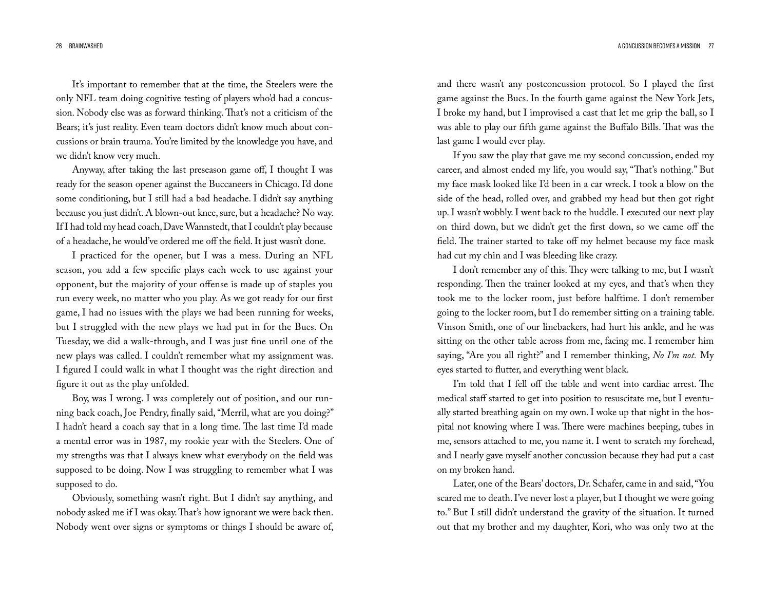It's important to remember that at the time, the Steelers were the only NFL team doing cognitive testing of players who'd had a concussion. Nobody else was as forward thinking. That's not a criticism of the Bears; it's just reality. Even team doctors didn't know much about concussions or brain trauma. You're limited by the knowledge you have, and we didn't know very much.

Anyway, after taking the last preseason game off, I thought I was ready for the season opener against the Buccaneers in Chicago. I'd done some conditioning, but I still had a bad headache. I didn't say anything because you just didn't. A blown-out knee, sure, but a headache? No way. If I had told my head coach, Dave Wannstedt, that I couldn't play because of a headache, he would've ordered me off the field. It just wasn't done.

I practiced for the opener, but I was a mess. During an NFL season, you add a few specific plays each week to use against your opponent, but the majority of your offense is made up of staples you run every week, no matter who you play. As we got ready for our first game, I had no issues with the plays we had been running for weeks, but I struggled with the new plays we had put in for the Bucs. On Tuesday, we did a walk-through, and I was just fine until one of the new plays was called. I couldn't remember what my assignment was. I figured I could walk in what I thought was the right direction and figure it out as the play unfolded.

Boy, was I wrong. I was completely out of position, and our running back coach, Joe Pendry, finally said, "Merril, what are you doing?" I hadn't heard a coach say that in a long time. The last time I'd made a mental error was in 1987, my rookie year with the Steelers. One of my strengths was that I always knew what everybody on the field was supposed to be doing. Now I was struggling to remember what I was supposed to do.

Obviously, something wasn't right. But I didn't say anything, and nobody asked me if I was okay. That's how ignorant we were back then. Nobody went over signs or symptoms or things I should be aware of, and there wasn't any postconcussion protocol. So I played the first game against the Bucs. In the fourth game against the New York Jets, I broke my hand, but I improvised a cast that let me grip the ball, so I was able to play our fifth game against the Buffalo Bills. That was the last game I would ever play.

If you saw the play that gave me my second concussion, ended my career, and almost ended my life, you would say, "That's nothing." But my face mask looked like I'd been in a car wreck. I took a blow on the side of the head, rolled over, and grabbed my head but then got right up. I wasn't wobbly. I went back to the huddle. I executed our next play on third down, but we didn't get the first down, so we came off the field. The trainer started to take off my helmet because my face mask had cut my chin and I was bleeding like crazy.

I don't remember any of this. They were talking to me, but I wasn't responding. Then the trainer looked at my eyes, and that's when they took me to the locker room, just before halftime. I don't remember going to the locker room, but I do remember sitting on a training table. Vinson Smith, one of our linebackers, had hurt his ankle, and he was sitting on the other table across from me, facing me. I remember him saying, "Are you all right?" and I remember thinking, *No I'm not.* My eyes started to flutter, and everything went black.

I'm told that I fell off the table and went into cardiac arrest. The medical staff started to get into position to resuscitate me, but I eventually started breathing again on my own. I woke up that night in the hospital not knowing where I was. There were machines beeping, tubes in me, sensors attached to me, you name it. I went to scratch my forehead, and I nearly gave myself another concussion because they had put a cast on my broken hand.

Later, one of the Bears' doctors, Dr. Schafer, came in and said, "You scared me to death. I've never lost a player, but I thought we were going to." But I still didn't understand the gravity of the situation. It turned out that my brother and my daughter, Kori, who was only two at the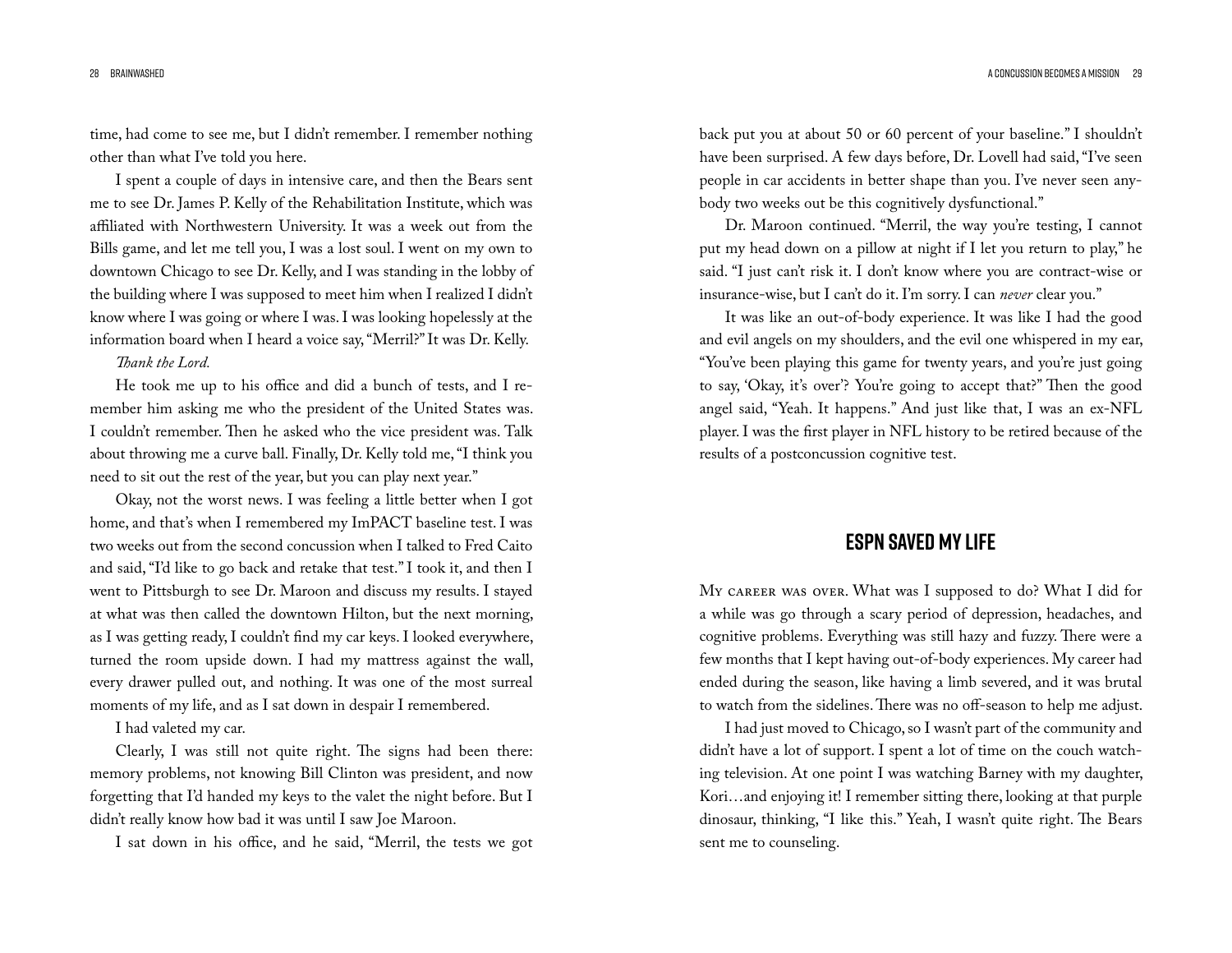time, had come to see me, but I didn't remember. I remember nothing other than what I've told you here.

I spent a couple of days in intensive care, and then the Bears sent me to see Dr. James P. Kelly of the Rehabilitation Institute, which was affiliated with Northwestern University. It was a week out from the Bills game, and let me tell you, I was a lost soul. I went on my own to downtown Chicago to see Dr. Kelly, and I was standing in the lobby of the building where I was supposed to meet him when I realized I didn't know where I was going or where I was. I was looking hopelessly at the information board when I heard a voice say, "Merril?" It was Dr. Kelly.

*Thank the Lord.*

He took me up to his office and did a bunch of tests, and I remember him asking me who the president of the United States was. I couldn't remember. Then he asked who the vice president was. Talk about throwing me a curve ball. Finally, Dr. Kelly told me, "I think you need to sit out the rest of the year, but you can play next year."

Okay, not the worst news. I was feeling a little better when I got home, and that's when I remembered my ImPACT baseline test. I was two weeks out from the second concussion when I talked to Fred Caito and said, "I'd like to go back and retake that test." I took it, and then I went to Pittsburgh to see Dr. Maroon and discuss my results. I stayed at what was then called the downtown Hilton, but the next morning, as I was getting ready, I couldn't find my car keys. I looked everywhere, turned the room upside down. I had my mattress against the wall, every drawer pulled out, and nothing. It was one of the most surreal moments of my life, and as I sat down in despair I remembered.

I had valeted my car.

Clearly, I was still not quite right. The signs had been there: memory problems, not knowing Bill Clinton was president, and now forgetting that I'd handed my keys to the valet the night before. But I didn't really know how bad it was until I saw Joe Maroon.

I sat down in his office, and he said, "Merril, the tests we got back put you at about 50 or 60 percent of your baseline." I shouldn't have been surprised. A few days before, Dr. Lovell had said, "I've seen people in car accidents in better shape than you. I've never seen anybody two weeks out be this cognitively dysfunctional."

Dr. Maroon continued. "Merril, the way you're testing, I cannot put my head down on a pillow at night if I let you return to play," he said. "I just can't risk it. I don't know where you are contract-wise or insurance-wise, but I can't do it. I'm sorry. I can *never* clear you."

It was like an out-of-body experience. It was like I had the good and evil angels on my shoulders, and the evil one whispered in my ear, "You've been playing this game for twenty years, and you're just going to say, 'Okay, it's over'? You're going to accept that?" Then the good angel said, "Yeah. It happens." And just like that, I was an ex-NFL player. I was the first player in NFL history to be retired because of the results of a postconcussion cognitive test.

## ESPN SAVED MY LIFE

My career was over. What was I supposed to do? What I did for a while was go through a scary period of depression, headaches, and cognitive problems. Everything was still hazy and fuzzy. There were a few months that I kept having out-of-body experiences. My career had ended during the season, like having a limb severed, and it was brutal to watch from the sidelines. There was no off-season to help me adjust.

I had just moved to Chicago, so I wasn't part of the community and didn't have a lot of support. I spent a lot of time on the couch watching television. At one point I was watching Barney with my daughter, Kori…and enjoying it! I remember sitting there, looking at that purple dinosaur, thinking, "I like this." Yeah, I wasn't quite right. The Bears sent me to counseling.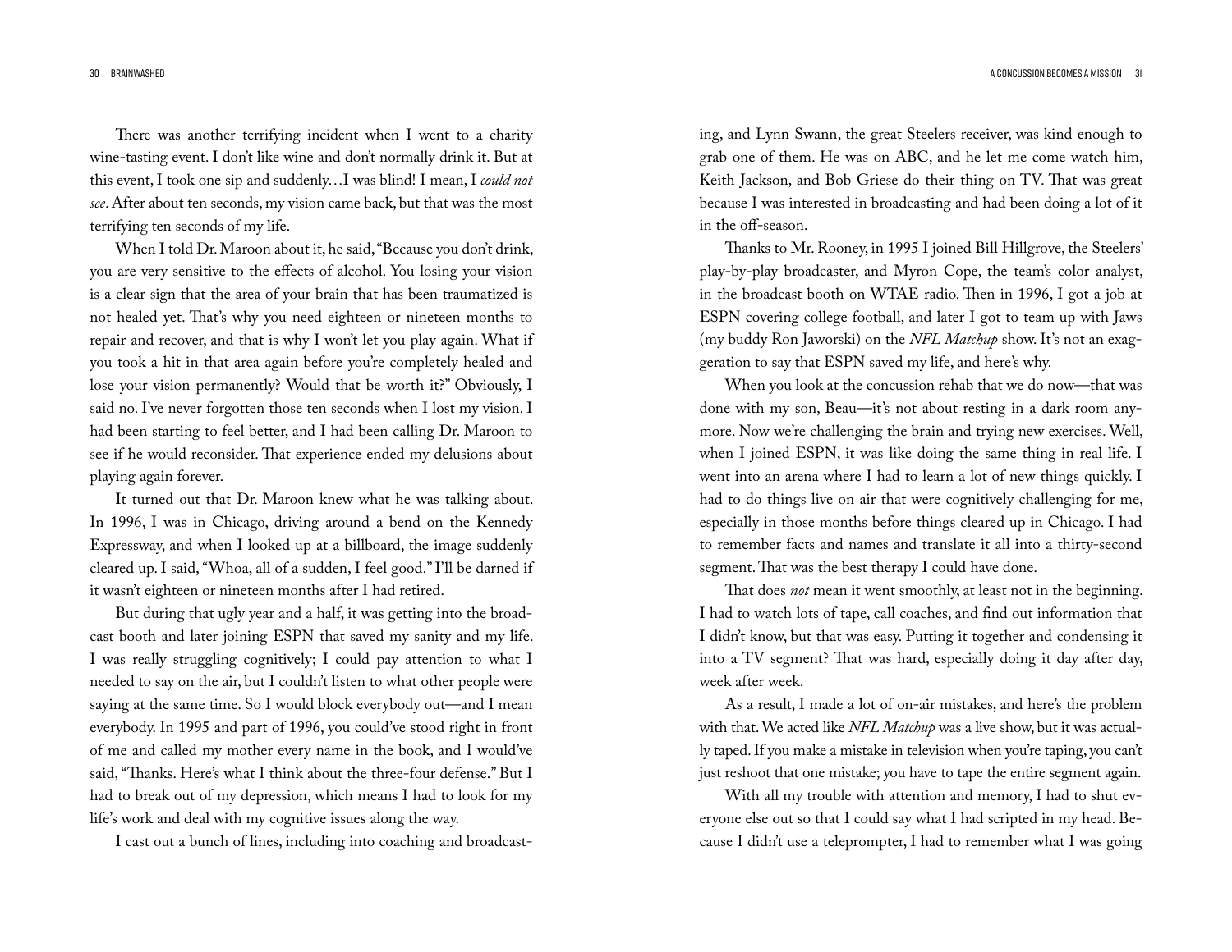There was another terrifying incident when I went to a charity wine-tasting event. I don't like wine and don't normally drink it. But at this event, I took one sip and suddenly…I was blind! I mean, I *could not see*. After about ten seconds, my vision came back, but that was the most terrifying ten seconds of my life.

When I told Dr. Maroon about it, he said, "Because you don't drink, you are very sensitive to the effects of alcohol. You losing your vision is a clear sign that the area of your brain that has been traumatized is not healed yet. That's why you need eighteen or nineteen months to repair and recover, and that is why I won't let you play again. What if you took a hit in that area again before you're completely healed and lose your vision permanently? Would that be worth it?" Obviously, I said no. I've never forgotten those ten seconds when I lost my vision. I had been starting to feel better, and I had been calling Dr. Maroon to see if he would reconsider. That experience ended my delusions about playing again forever.

It turned out that Dr. Maroon knew what he was talking about. In 1996, I was in Chicago, driving around a bend on the Kennedy Expressway, and when I looked up at a billboard, the image suddenly cleared up. I said, "Whoa, all of a sudden, I feel good." I'll be darned if it wasn't eighteen or nineteen months after I had retired.

But during that ugly year and a half, it was getting into the broadcast booth and later joining ESPN that saved my sanity and my life. I was really struggling cognitively; I could pay attention to what I needed to say on the air, but I couldn't listen to what other people were saying at the same time. So I would block everybody out—and I mean everybody. In 1995 and part of 1996, you could've stood right in front of me and called my mother every name in the book, and I would've said, "Thanks. Here's what I think about the three-four defense." But I had to break out of my depression, which means I had to look for my life's work and deal with my cognitive issues along the way.

I cast out a bunch of lines, including into coaching and broadcasting, and Lynn Swann, the great Steelers receiver, was kind enough to grab one of them. He was on ABC, and he let me come watch him, Keith Jackson, and Bob Griese do their thing on TV. That was great because I was interested in broadcasting and had been doing a lot of it in the off-season.

Thanks to Mr. Rooney, in 1995 I joined Bill Hillgrove, the Steelers' play-by-play broadcaster, and Myron Cope, the team's color analyst, in the broadcast booth on WTAE radio. Then in 1996, I got a job at ESPN covering college football, and later I got to team up with Jaws (my buddy Ron Jaworski) on the *NFL Matchup* show. It's not an exaggeration to say that ESPN saved my life, and here's why.

When you look at the concussion rehab that we do now—that was done with my son, Beau—it's not about resting in a dark room anymore. Now we're challenging the brain and trying new exercises. Well, when I joined ESPN, it was like doing the same thing in real life. I went into an arena where I had to learn a lot of new things quickly. I had to do things live on air that were cognitively challenging for me, especially in those months before things cleared up in Chicago. I had to remember facts and names and translate it all into a thirty-second segment. That was the best therapy I could have done.

That does *not* mean it went smoothly, at least not in the beginning. I had to watch lots of tape, call coaches, and find out information that I didn't know, but that was easy. Putting it together and condensing it into a TV segment? That was hard, especially doing it day after day, week after week.

As a result, I made a lot of on-air mistakes, and here's the problem with that. We acted like *NFL Matchup* was a live show, but it was actually taped. If you make a mistake in television when you're taping, you can't just reshoot that one mistake; you have to tape the entire segment again.

With all my trouble with attention and memory, I had to shut everyone else out so that I could say what I had scripted in my head. Because I didn't use a teleprompter, I had to remember what I was going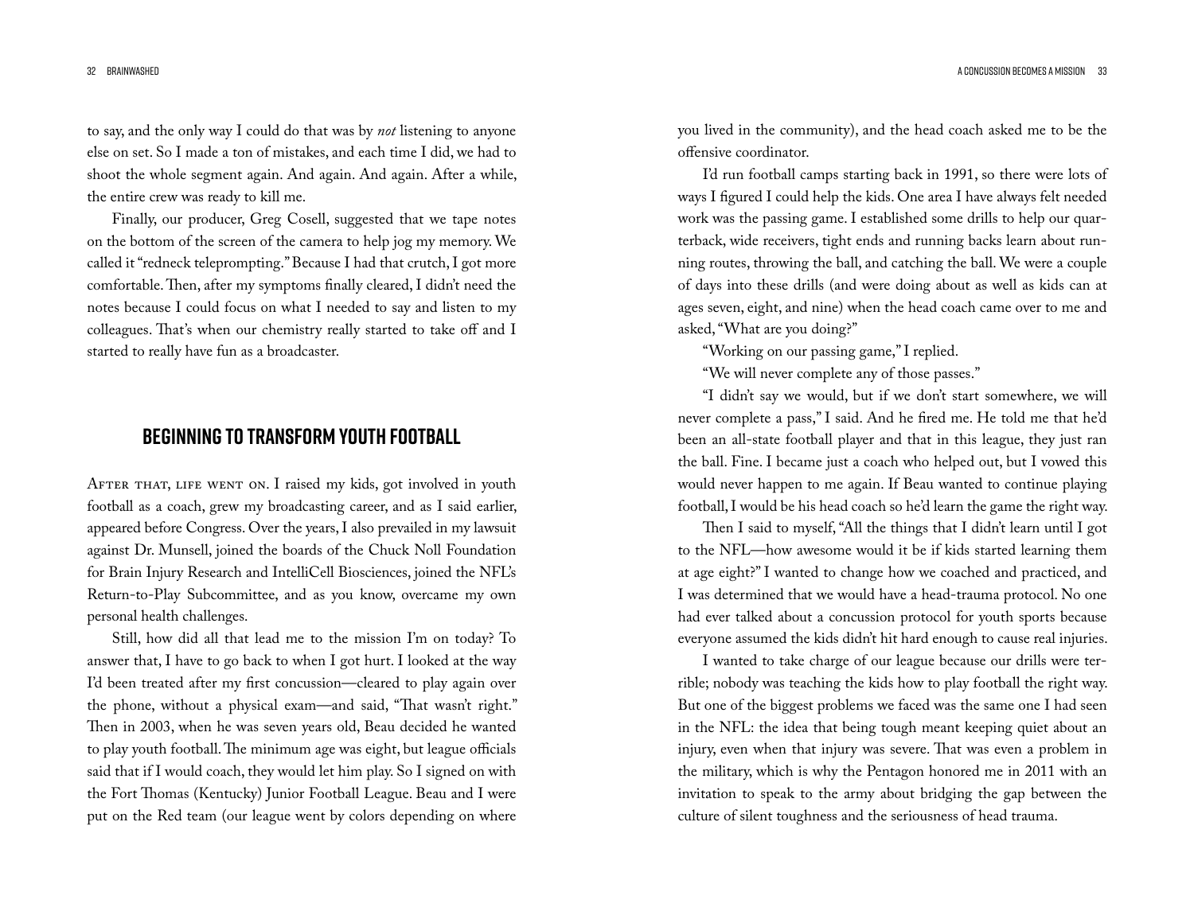to say, and the only way I could do that was by *not* listening to anyone else on set. So I made a ton of mistakes, and each time I did, we had to shoot the whole segment again. And again. And again. After a while, the entire crew was ready to kill me.

Finally, our producer, Greg Cosell, suggested that we tape notes on the bottom of the screen of the camera to help jog my memory. We called it "redneck teleprompting." Because I had that crutch, I got more comfortable. Then, after my symptoms finally cleared, I didn't need the notes because I could focus on what I needed to say and listen to my colleagues. That's when our chemistry really started to take off and I started to really have fun as a broadcaster.

## BEGINNING TO TRANSFORM YOUTH FOOTBALL

After that, life went on. I raised my kids, got involved in youth football as a coach, grew my broadcasting career, and as I said earlier, appeared before Congress. Over the years, I also prevailed in my lawsuit against Dr. Munsell, joined the boards of the Chuck Noll Foundation for Brain Injury Research and IntelliCell Biosciences, joined the NFL's Return-to-Play Subcommittee, and as you know, overcame my own personal health challenges.

Still, how did all that lead me to the mission I'm on today? To answer that, I have to go back to when I got hurt. I looked at the way I'd been treated after my first concussion—cleared to play again over the phone, without a physical exam—and said, "That wasn't right." Then in 2003, when he was seven years old, Beau decided he wanted to play youth football. The minimum age was eight, but league officials said that if I would coach, they would let him play. So I signed on with the Fort Thomas (Kentucky) Junior Football League. Beau and I were put on the Red team (our league went by colors depending on where you lived in the community), and the head coach asked me to be the offensive coordinator.

I'd run football camps starting back in 1991, so there were lots of ways I figured I could help the kids. One area I have always felt needed work was the passing game. I established some drills to help our quarterback, wide receivers, tight ends and running backs learn about running routes, throwing the ball, and catching the ball. We were a couple of days into these drills (and were doing about as well as kids can at ages seven, eight, and nine) when the head coach came over to me and asked, "What are you doing?"

"Working on our passing game," I replied.

"We will never complete any of those passes."

"I didn't say we would, but if we don't start somewhere, we will never complete a pass," I said. And he fired me. He told me that he'd been an all-state football player and that in this league, they just ran the ball. Fine. I became just a coach who helped out, but I vowed this would never happen to me again. If Beau wanted to continue playing football, I would be his head coach so he'd learn the game the right way.

Then I said to myself, "All the things that I didn't learn until I got to the NFL—how awesome would it be if kids started learning them at age eight?" I wanted to change how we coached and practiced, and I was determined that we would have a head-trauma protocol. No one had ever talked about a concussion protocol for youth sports because everyone assumed the kids didn't hit hard enough to cause real injuries.

I wanted to take charge of our league because our drills were terrible; nobody was teaching the kids how to play football the right way. But one of the biggest problems we faced was the same one I had seen in the NFL: the idea that being tough meant keeping quiet about an injury, even when that injury was severe. That was even a problem in the military, which is why the Pentagon honored me in 2011 with an invitation to speak to the army about bridging the gap between the culture of silent toughness and the seriousness of head trauma.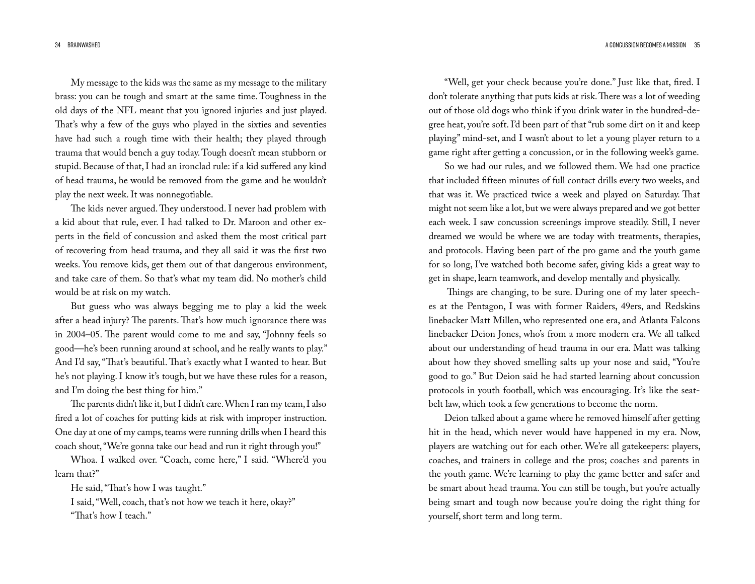My message to the kids was the same as my message to the military brass: you can be tough and smart at the same time. Toughness in the old days of the NFL meant that you ignored injuries and just played. That's why a few of the guys who played in the sixties and seventies have had such a rough time with their health; they played through trauma that would bench a guy today. Tough doesn't mean stubborn or stupid. Because of that, I had an ironclad rule: if a kid suffered any kind of head trauma, he would be removed from the game and he wouldn't play the next week. It was nonnegotiable.

The kids never argued. They understood. I never had problem with a kid about that rule, ever. I had talked to Dr. Maroon and other experts in the field of concussion and asked them the most critical part of recovering from head trauma, and they all said it was the first two weeks. You remove kids, get them out of that dangerous environment, and take care of them. So that's what my team did. No mother's child would be at risk on my watch.

But guess who was always begging me to play a kid the week after a head injury? The parents. That's how much ignorance there was in 2004–05. The parent would come to me and say, "Johnny feels so good—he's been running around at school, and he really wants to play." And I'd say, "That's beautiful. That's exactly what I wanted to hear. But he's not playing. I know it's tough, but we have these rules for a reason, and I'm doing the best thing for him."

The parents didn't like it, but I didn't care. When I ran my team, I also fired a lot of coaches for putting kids at risk with improper instruction. One day at one of my camps, teams were running drills when I heard this coach shout, "We're gonna take our head and run it right through you!"

Whoa. I walked over. "Coach, come here," I said. "Where'd you learn that?"

He said, "That's how I was taught."

I said, "Well, coach, that's not how we teach it here, okay?"

"That's how I teach."

"Well, get your check because you're done." Just like that, fired. I don't tolerate anything that puts kids at risk. There was a lot of weeding out of those old dogs who think if you drink water in the hundred-degree heat, you're soft. I'd been part of that "rub some dirt on it and keep playing" mind-set, and I wasn't about to let a young player return to a game right after getting a concussion, or in the following week's game.

So we had our rules, and we followed them. We had one practice that included fifteen minutes of full contact drills every two weeks, and that was it. We practiced twice a week and played on Saturday. That might not seem like a lot, but we were always prepared and we got better each week. I saw concussion screenings improve steadily. Still, I never dreamed we would be where we are today with treatments, therapies, and protocols. Having been part of the pro game and the youth game for so long, I've watched both become safer, giving kids a great way to get in shape, learn teamwork, and develop mentally and physically.

Things are changing, to be sure. During one of my later speeches at the Pentagon, I was with former Raiders, 49ers, and Redskins linebacker Matt Millen, who represented one era, and Atlanta Falcons linebacker Deion Jones, who's from a more modern era. We all talked about our understanding of head trauma in our era. Matt was talking about how they shoved smelling salts up your nose and said, "You're good to go." But Deion said he had started learning about concussion protocols in youth football, which was encouraging. It's like the seatbelt law, which took a few generations to become the norm.

Deion talked about a game where he removed himself after getting hit in the head, which never would have happened in my era. Now, players are watching out for each other. We're all gatekeepers: players, coaches, and trainers in college and the pros; coaches and parents in the youth game. We're learning to play the game better and safer and be smart about head trauma. You can still be tough, but you're actually being smart and tough now because you're doing the right thing for yourself, short term and long term.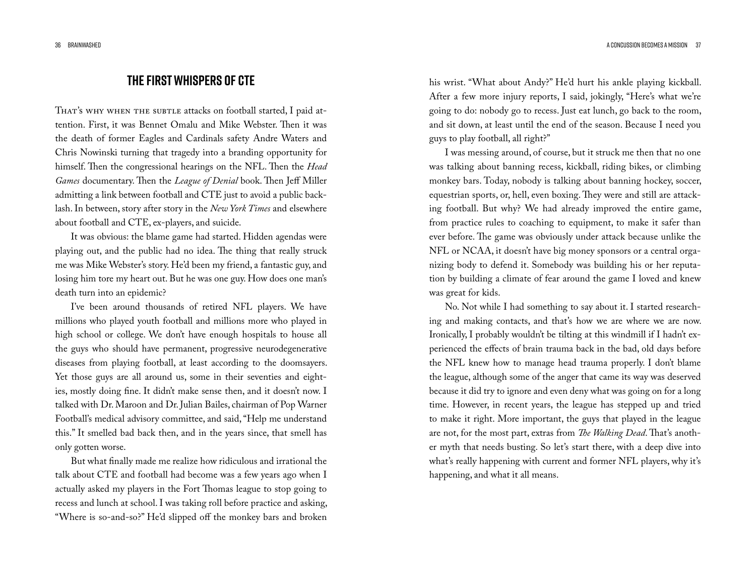## The First Whispers of CTE

That's why when the subtle attacks on football started, I paid attention. First, it was Bennet Omalu and Mike Webster. Then it was the death of former Eagles and Cardinals safety Andre Waters and Chris Nowinski turning that tragedy into a branding opportunity for himself. Then the congressional hearings on the NFL. Then the *Head Games* documentary. Then the *League of Denial* book. Then Jeff Miller admitting a link between football and CTE just to avoid a public backlash. In between, story after story in the *New York Times* and elsewhere about football and CTE, ex-players, and suicide.

It was obvious: the blame game had started. Hidden agendas were playing out, and the public had no idea. The thing that really struck me was Mike Webster's story. He'd been my friend, a fantastic guy, and losing him tore my heart out. But he was one guy. How does one man's death turn into an epidemic?

I've been around thousands of retired NFL players. We have millions who played youth football and millions more who played in high school or college. We don't have enough hospitals to house all the guys who should have permanent, progressive neurodegenerative diseases from playing football, at least according to the doomsayers. Yet those guys are all around us, some in their seventies and eighties, mostly doing fine. It didn't make sense then, and it doesn't now. I talked with Dr. Maroon and Dr. Julian Bailes, chairman of Pop Warner Football's medical advisory committee, and said, "Help me understand this." It smelled bad back then, and in the years since, that smell has only gotten worse.

But what finally made me realize how ridiculous and irrational the talk about CTE and football had become was a few years ago when I actually asked my players in the Fort Thomas league to stop going to recess and lunch at school. I was taking roll before practice and asking, "Where is so-and-so?" He'd slipped off the monkey bars and broken his wrist. "What about Andy?" He'd hurt his ankle playing kickball. After a few more injury reports, I said, jokingly, "Here's what we're going to do: nobody go to recess. Just eat lunch, go back to the room, and sit down, at least until the end of the season. Because I need you guys to play football, all right?"

I was messing around, of course, but it struck me then that no one was talking about banning recess, kickball, riding bikes, or climbing monkey bars. Today, nobody is talking about banning hockey, soccer, equestrian sports, or, hell, even boxing. They were and still are attacking football. But why? We had already improved the entire game, from practice rules to coaching to equipment, to make it safer than ever before. The game was obviously under attack because unlike the NFL or NCAA, it doesn't have big money sponsors or a central organizing body to defend it. Somebody was building his or her reputation by building a climate of fear around the game I loved and knew was great for kids.

No. Not while I had something to say about it. I started researching and making contacts, and that's how we are where we are now. Ironically, I probably wouldn't be tilting at this windmill if I hadn't experienced the effects of brain trauma back in the bad, old days before the NFL knew how to manage head trauma properly. I don't blame the league, although some of the anger that came its way was deserved because it did try to ignore and even deny what was going on for a long time. However, in recent years, the league has stepped up and tried to make it right. More important, the guys that played in the league are not, for the most part, extras from *The Walking Dead*. That's another myth that needs busting. So let's start there, with a deep dive into what's really happening with current and former NFL players, why it's happening, and what it all means.